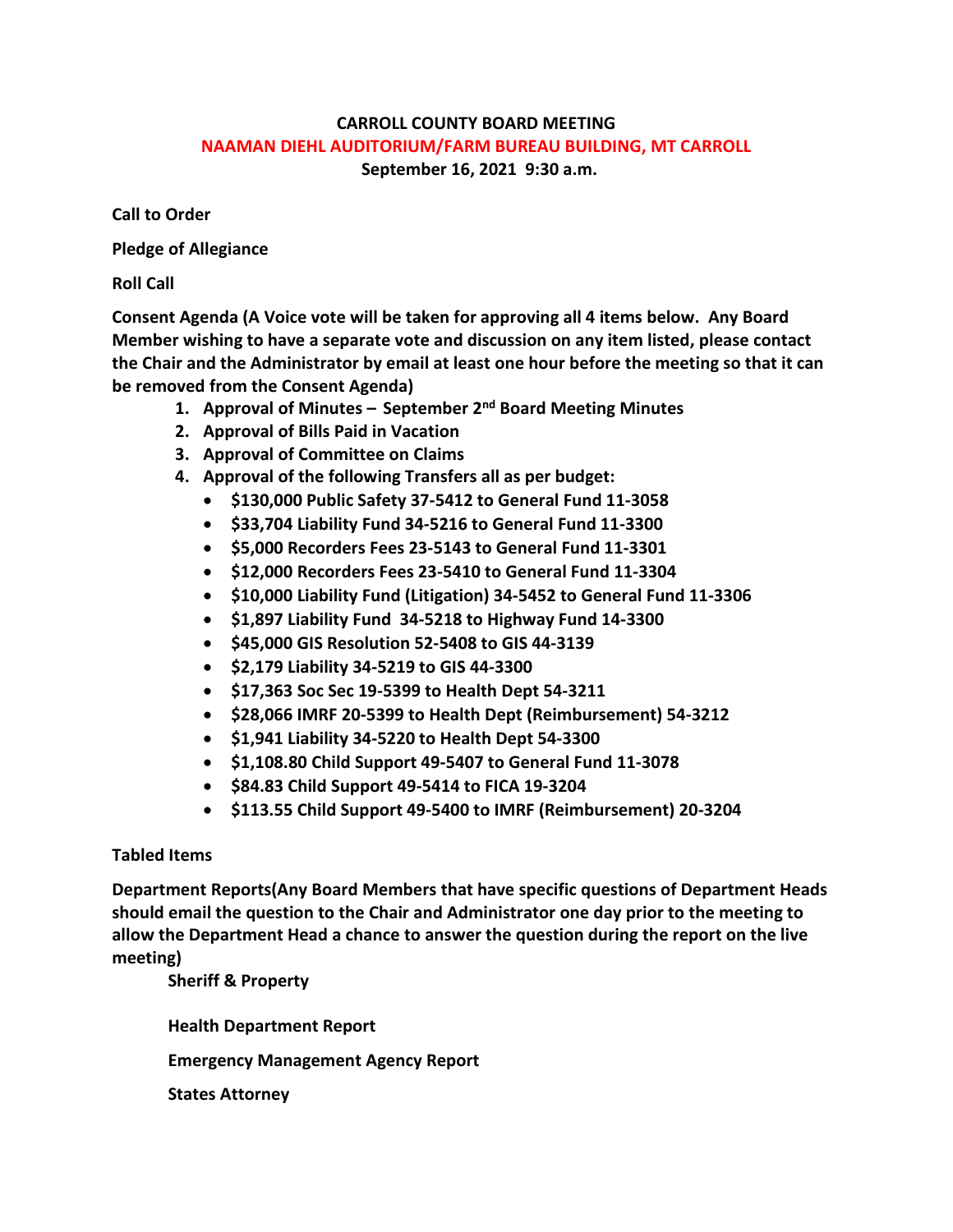# CARROLL COUNTY BOARD MEETING

## NAAMAN DIEHL AUDITORIUM/FARM BUREAU BUILDING, MT CARROLL

**September 16, 2021 9:30 a.m.**

**Call to Order**

**Pledge of Allegiance**

**Roll Call**

**Consent Agenda (A Voice vote will be taken for approving all 4 items below. Any Board Member wishing to have a separate vote and discussion on any item listed, please contact the Chair and the Administrator by email at least one hour before the meeting so that it can be removed from the Consent Agenda)**

1. **Approval of Minutes – September 2nd Board Meeting Minutes**
2. **Approval of Bills Paid in Vacation**
3. **Approval of Committee on Claims**
4. **Approval of the following Transfers all as per budget:**
   - **$130,000 Public Safety 37-5412 to General Fund 11-3058**
   - **$33,704 Liability Fund 34-5216 to General Fund 11-3300**
   - **$5,000 Recorders Fees 23-5143 to General Fund 11-3301**
   - **$12,000 Recorders Fees 23-5410 to General Fund 11-3304**
   - **$10,000 Liability Fund (Litigation) 34-5452 to General Fund 11-3306**
   - **$1,897 Liability Fund 34-5218 to Highway Fund 14-3300**
   - **$45,000 GIS Resolution 52-5408 to GIS 44-3139**
   - **$2,179 Liability 34-5219 to GIS 44-3300**
   - **$17,363 Soc Sec 19-5399 to Health Dept 54-3211**
   - **$28,066 IMRF 20-5399 to Health Dept (Reimbursement) 54-3212**
   - **$1,941 Liability 34-5220 to Health Dept 54-3300**
   - **$1,108.80 Child Support 49-5407 to General Fund 11-3078**
   - **$84.83 Child Support 49-5414 to FICA 19-3204**
   - **$113.55 Child Support 49-5400 to IMRF (Reimbursement) 20-3204**

**Tabled Items**

**Department Reports(Any Board Members that have specific questions of Department Heads should email the question to the Chair and Administrator one day prior to the meeting to allow the Department Head a chance to answer the question during the report on the live meeting)**

**Sheriff & Property**

**Health Department Report**

**Emergency Management Agency Report**

**States Attorney**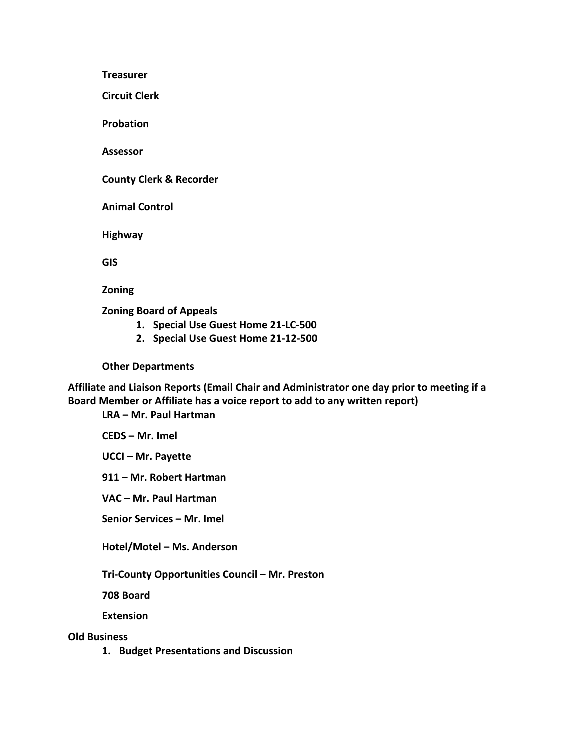**Treasurer**

**Circuit Clerk**

**Probation**

**Assessor**

**County Clerk & Recorder**

**Animal Control**

**Highway**

**GIS**

**Zoning**

**Zoning Board of Appeals**

1. **Special Use Guest Home 21-LC-500**
2. **Special Use Guest Home 21-12-500**

**Other Departments**

**Affiliate and Liaison Reports (Email Chair and Administrator one day prior to meeting if a Board Member or Affiliate has a voice report to add to any written report)**

**LRA – Mr. Paul Hartman**

**CEDS – Mr. Imel**

**UCCI – Mr. Payette**

**911 – Mr. Robert Hartman**

**VAC – Mr. Paul Hartman**

**Senior Services – Mr. Imel**

**Hotel/Motel – Ms. Anderson**

**Tri-County Opportunities Council – Mr. Preston**

**708 Board**

**Extension**

**Old Business**

1. **Budget Presentations and Discussion**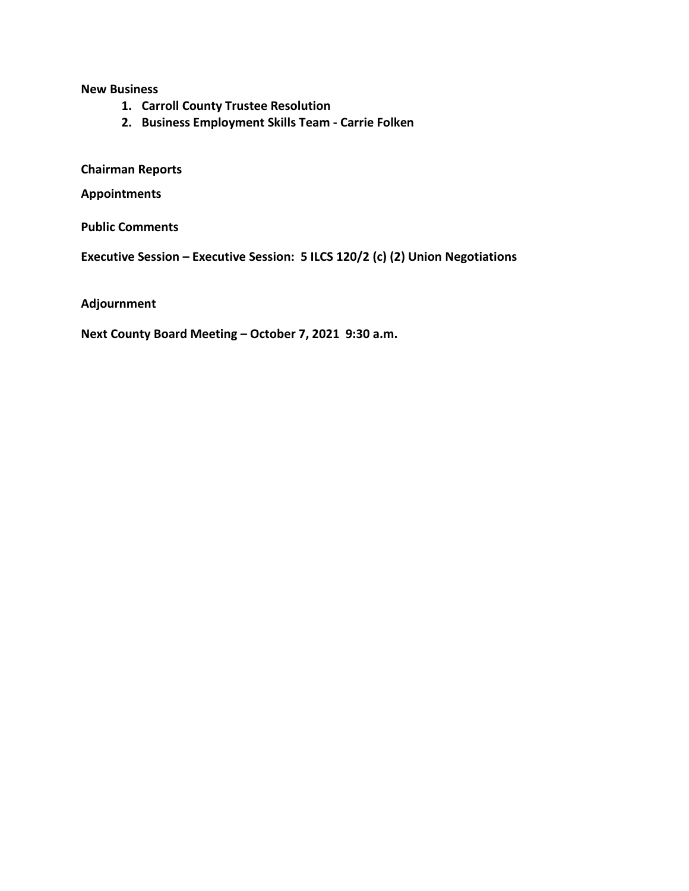**New Business**

1. **Carroll County Trustee Resolution**
2. **Business Employment Skills Team - Carrie Folken**

**Chairman Reports**

**Appointments**

**Public Comments**

**Executive Session – Executive Session: 5 ILCS 120/2 (c) (2) Union Negotiations**

**Adjournment**

**Next County Board Meeting – October 7, 2021 9:30 a.m.**